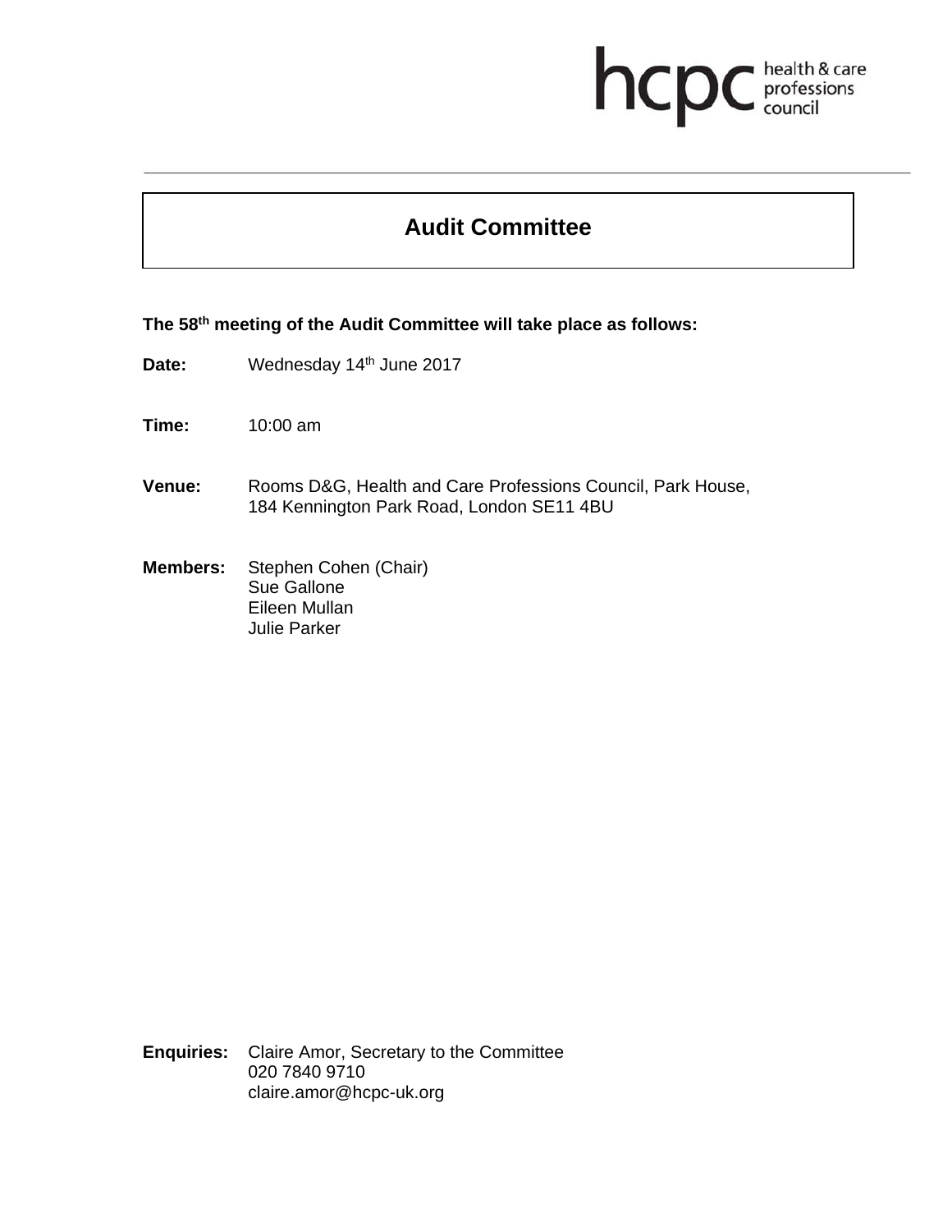# Audit Committee

**The 58th meeting of the Audit Committee will take place as follows:**

**Date:** Wednesday 14th June 2017

**Time:** 10:00 am

**Venue:** Rooms D&G, Health and Care Professions Council, Park House, 184 Kennington Park Road, London SE11 4BU

**Members:** Stephen Cohen (Chair)
Sue Gallone
Eileen Mullan
Julie Parker

**Enquiries:** Claire Amor, Secretary to the Committee
020 7840 9710
claire.amor@hcpc-uk.org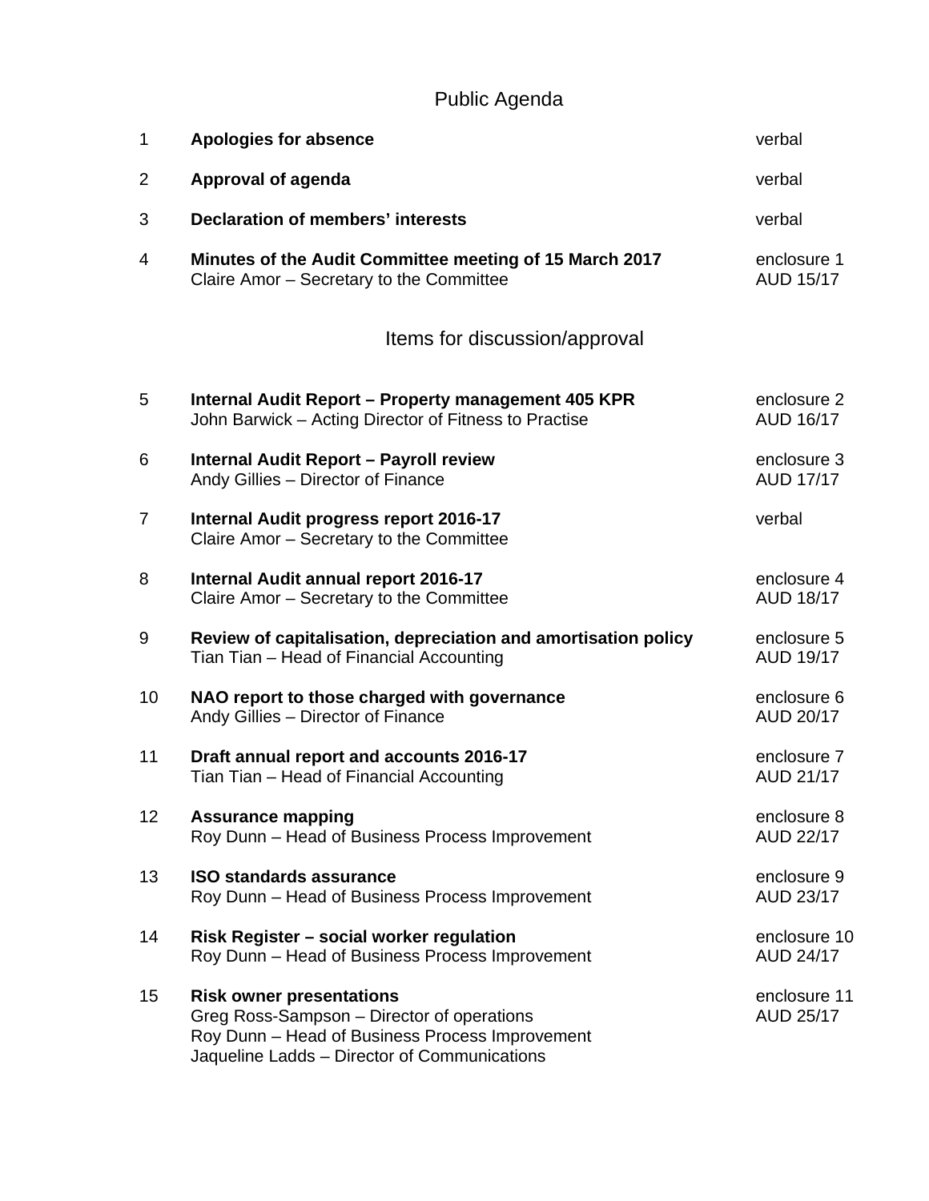# Public Agenda

| | | |
|---|---|---|
| 1 | **Apologies for absence** | verbal |
| 2 | **Approval of agenda** | verbal |
| 3 | **Declaration of members' interests** | verbal |
| 4 | **Minutes of the Audit Committee meeting of 15 March 2017**<br>Claire Amor – Secretary to the Committee | enclosure 1<br>AUD 15/17 |

## Items for discussion/approval

| | | |
|---|---|---|
| 5 | **Internal Audit Report – Property management 405 KPR**<br>John Barwick – Acting Director of Fitness to Practise | enclosure 2<br>AUD 16/17 |
| 6 | **Internal Audit Report – Payroll review**<br>Andy Gillies – Director of Finance | enclosure 3<br>AUD 17/17 |
| 7 | **Internal Audit progress report 2016-17**<br>Claire Amor – Secretary to the Committee | verbal |
| 8 | **Internal Audit annual report 2016-17**<br>Claire Amor – Secretary to the Committee | enclosure 4<br>AUD 18/17 |
| 9 | **Review of capitalisation, depreciation and amortisation policy**<br>Tian Tian – Head of Financial Accounting | enclosure 5<br>AUD 19/17 |
| 10 | **NAO report to those charged with governance**<br>Andy Gillies – Director of Finance | enclosure 6<br>AUD 20/17 |
| 11 | **Draft annual report and accounts 2016-17**<br>Tian Tian – Head of Financial Accounting | enclosure 7<br>AUD 21/17 |
| 12 | **Assurance mapping**<br>Roy Dunn – Head of Business Process Improvement | enclosure 8<br>AUD 22/17 |
| 13 | **ISO standards assurance**<br>Roy Dunn – Head of Business Process Improvement | enclosure 9<br>AUD 23/17 |
| 14 | **Risk Register – social worker regulation**<br>Roy Dunn – Head of Business Process Improvement | enclosure 10<br>AUD 24/17 |
| 15 | **Risk owner presentations**<br>Greg Ross-Sampson – Director of operations<br>Roy Dunn – Head of Business Process Improvement<br>Jaqueline Ladds – Director of Communications | enclosure 11<br>AUD 25/17 |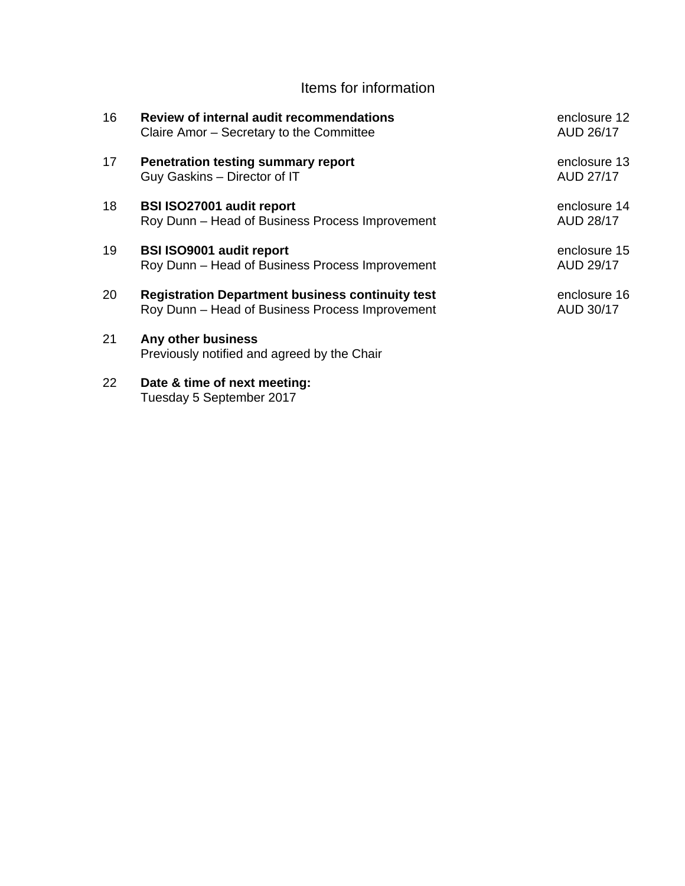## Items for information

| | | |
|---|---|---|
| 16 | **Review of internal audit recommendations**<br>Claire Amor – Secretary to the Committee | enclosure 12<br>AUD 26/17 |
| 17 | **Penetration testing summary report**<br>Guy Gaskins – Director of IT | enclosure 13<br>AUD 27/17 |
| 18 | **BSI ISO27001 audit report**<br>Roy Dunn – Head of Business Process Improvement | enclosure 14<br>AUD 28/17 |
| 19 | **BSI ISO9001 audit report**<br>Roy Dunn – Head of Business Process Improvement | enclosure 15<br>AUD 29/17 |
| 20 | **Registration Department business continuity test**<br>Roy Dunn – Head of Business Process Improvement | enclosure 16<br>AUD 30/17 |
| 21 | **Any other business**<br>Previously notified and agreed by the Chair | |
| 22 | **Date & time of next meeting:**<br>Tuesday 5 September 2017 | |